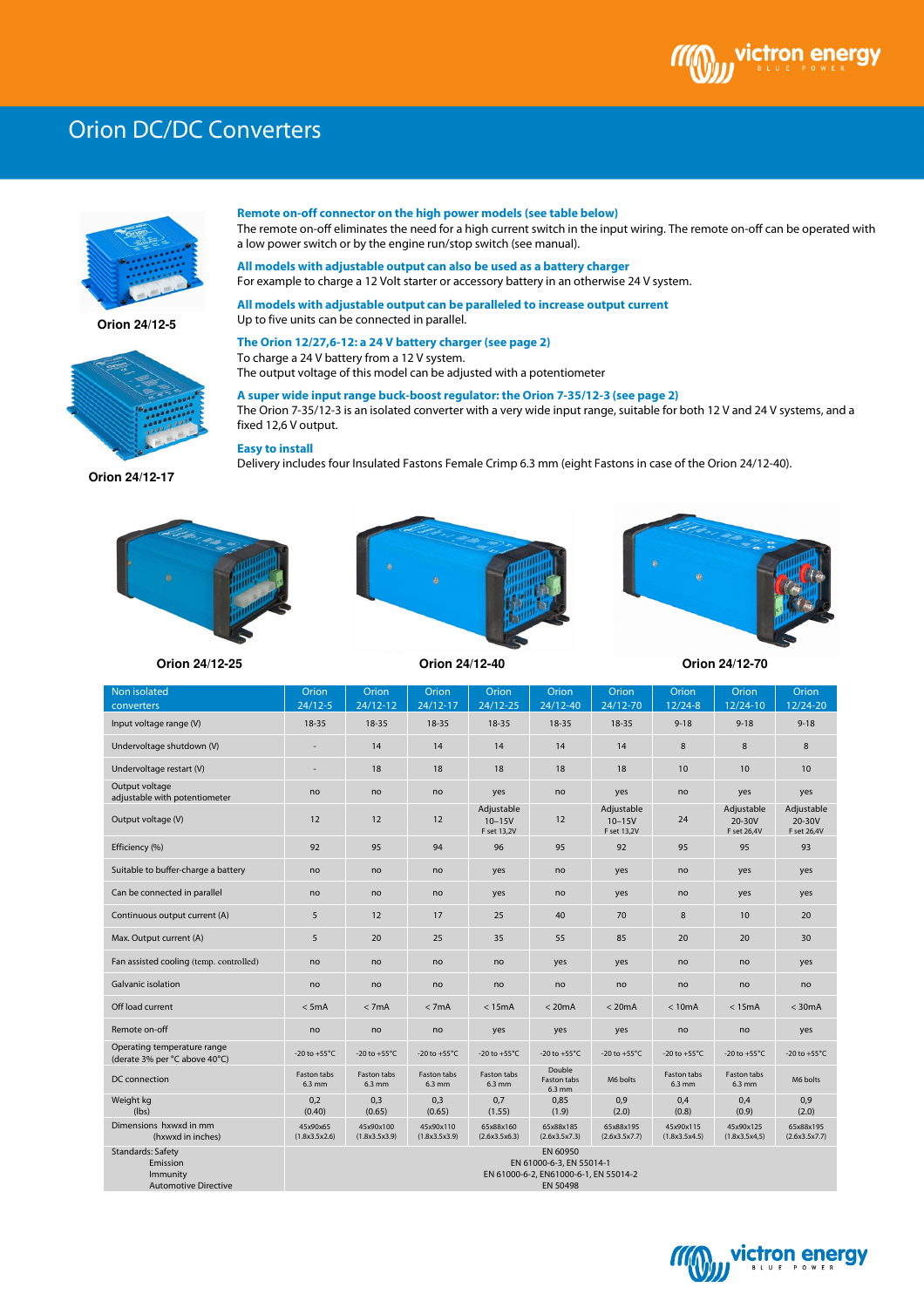# Orion DC/DC Converters

Orion 24/12-5

Orion 24/12-17

**Remote on-off connector on the high power models (see table below)**
The remote on-off eliminates the need for a high current switch in the input wiring. The remote on-off can be operated with a low power switch or by the engine run/stop switch (see manual).

**All models with adjustable output can also be used as a battery charger**
For example to charge a 12 Volt starter or accessory battery in an otherwise 24 V system.

**All models with adjustable output can be paralleled to increase output current**
Up to five units can be connected in parallel.

**The Orion 12/27,6-12: a 24 V battery charger (see page 2)**
To charge a 24 V battery from a 12 V system.
The output voltage of this model can be adjusted with a potentiometer

**A super wide input range buck-boost regulator: the Orion 7-35/12-3 (see page 2)**
The Orion 7-35/12-3 is an isolated converter with a very wide input range, suitable for both 12 V and 24 V systems, and a fixed 12,6 V output.

**Easy to install**
Delivery includes four Insulated Fastons Female Crimp 6.3 mm (eight Fastons in case of the Orion 24/12-40).

Orion 24/12-25 | Orion 24/12-40 | Orion 24/12-70

| Non isolated converters | Orion 24/12-5 | Orion 24/12-12 | Orion 24/12-17 | Orion 24/12-25 | Orion 24/12-40 | Orion 24/12-70 | Orion 12/24-8 | Orion 12/24-10 | Orion 12/24-20 |
|---|---|---|---|---|---|---|---|---|---|
| Input voltage range (V) | 18-35 | 18-35 | 18-35 | 18-35 | 18-35 | 18-35 | 9-18 | 9-18 | 9-18 |
| Undervoltage shutdown (V) | - | 14 | 14 | 14 | 14 | 14 | 8 | 8 | 8 |
| Undervoltage restart (V) | - | 18 | 18 | 18 | 18 | 18 | 10 | 10 | 10 |
| Output voltage adjustable with potentiometer | no | no | no | yes | no | yes | no | yes | yes |
| Output voltage (V) | 12 | 12 | 12 | Adjustable 10–15V F set 13,2V | 12 | Adjustable 10–15V F set 13,2V | 24 | Adjustable 20-30V F set 26,4V | Adjustable 20-30V F set 26,4V |
| Efficiency (%) | 92 | 95 | 94 | 96 | 95 | 92 | 95 | 95 | 93 |
| Suitable to buffer-charge a battery | no | no | no | yes | no | yes | no | yes | yes |
| Can be connected in parallel | no | no | no | yes | no | yes | no | yes | yes |
| Continuous output current (A) | 5 | 12 | 17 | 25 | 40 | 70 | 8 | 10 | 20 |
| Max. Output current (A) | 5 | 20 | 25 | 35 | 55 | 85 | 20 | 20 | 30 |
| Fan assisted cooling (temp. controlled) | no | no | no | no | yes | yes | no | no | yes |
| Galvanic isolation | no | no | no | no | no | no | no | no | no |
| Off load current | < 5mA | < 7mA | < 7mA | < 15mA | < 20mA | < 20mA | < 10mA | < 15mA | < 30mA |
| Remote on-off | no | no | no | yes | yes | yes | no | no | yes |
| Operating temperature range (derate 3% per °C above 40°C) | -20 to +55°C | -20 to +55°C | -20 to +55°C | -20 to +55°C | -20 to +55°C | -20 to +55°C | -20 to +55°C | -20 to +55°C | -20 to +55°C |
| DC connection | Faston tabs 6.3 mm | Faston tabs 6.3 mm | Faston tabs 6.3 mm | Faston tabs 6.3 mm | Double Faston tabs 6.3 mm | M6 bolts | Faston tabs 6.3 mm | Faston tabs 6.3 mm | M6 bolts |
| Weight kg (lbs) | 0,2 (0.40) | 0,3 (0.65) | 0,3 (0.65) | 0,7 (1.55) | 0,85 (1.9) | 0,9 (2.0) | 0,4 (0.8) | 0,4 (0.9) | 0,9 (2.0) |
| Dimensions hxwxd in mm (hxwxd in inches) | 45x90x65 (1.8x3.5x2.6) | 45x90x100 (1.8x3.5x3.9) | 45x90x110 (1.8x3.5x3.9) | 65x88x160 (2.6x3.5x6.3) | 65x88x185 (2.6x3.5x7.3) | 65x88x195 (2.6x3.5x7.7) | 45x90x115 (1.8x3.5x4.5) | 45x90x125 (1.8x3.5x4,5) | 65x88x195 (2.6x3.5x7.7) |
| Standards: Safety / Emission / Immunity / Automotive Directive | EN 60950 / EN 61000-6-3, EN 55014-1 / EN 61000-6-2, EN61000-6-1, EN 55014-2 / EN 50498 | | | | | | | | |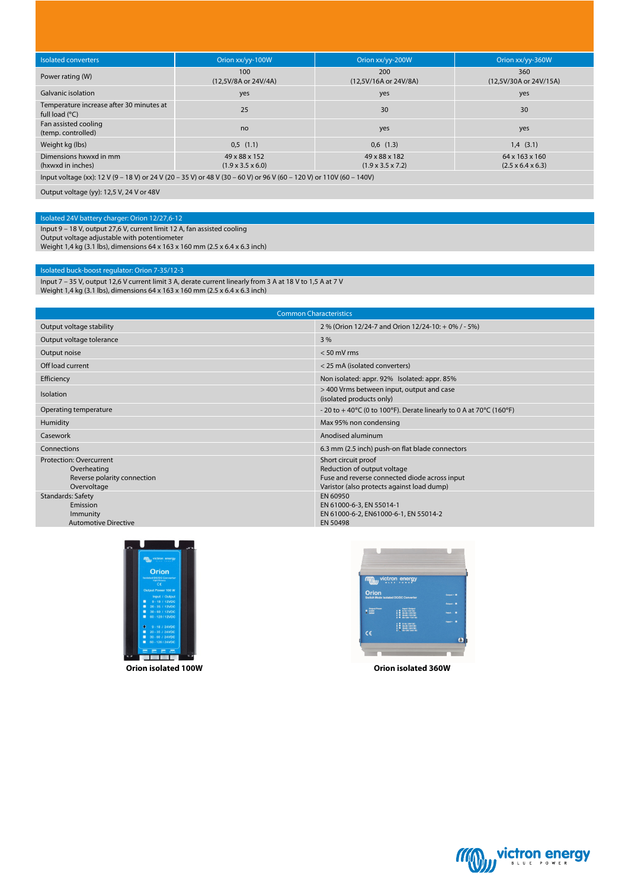| Isolated converters | Orion xx/yy-100W | Orion xx/yy-200W | Orion xx/yy-360W |
|---|---|---|---|
| Power rating (W) | 100<br>(12,5V/8A or 24V/4A) | 200<br>(12,5V/16A or 24V/8A) | 360<br>(12,5V/30A or 24V/15A) |
| Galvanic isolation | yes | yes | yes |
| Temperature increase after 30 minutes at full load (°C) | 25 | 30 | 30 |
| Fan assisted cooling<br>(temp. controlled) | no | yes | yes |
| Weight kg (lbs) | 0,5 (1.1) | 0,6 (1.3) | 1,4 (3.1) |
| Dimensions hxwxd in mm<br>(hxwxd in inches) | 49 x 88 x 152<br>(1.9 x 3.5 x 6.0) | 49 x 88 x 182<br>(1.9 x 3.5 x 7.2) | 64 x 163 x 160<br>(2.5 x 6.4 x 6.3) |
| Input voltage (xx): 12 V (9 – 18 V) or 24 V (20 – 35 V) or 48 V (30 – 60 V) or 96 V (60 – 120 V) or 110V (60 – 140V) | | | |
| Output voltage (yy): 12,5 V, 24 V or 48V | | | |

**Isolated 24V battery charger: Orion 12/27,6-12**

Input 9 – 18 V, output 27,6 V, current limit 12 A, fan assisted cooling
Output voltage adjustable with potentiometer
Weight 1,4 kg (3.1 lbs), dimensions 64 x 163 x 160 mm (2.5 x 6.4 x 6.3 inch)

**Isolated buck-boost regulator: Orion 7-35/12-3**

Input 7 – 35 V, output 12,6 V current limit 3 A, derate current linearly from 3 A at 18 V to 1,5 A at 7 V
Weight 1,4 kg (3.1 lbs), dimensions 64 x 163 x 160 mm (2.5 x 6.4 x 6.3 inch)

| Common Characteristics | |
|---|---|
| Output voltage stability | 2 % (Orion 12/24-7 and Orion 12/24-10: + 0% / - 5%) |
| Output voltage tolerance | 3 % |
| Output noise | < 50 mV rms |
| Off load current | < 25 mA (isolated converters) |
| Efficiency | Non isolated: appr. 92% Isolated: appr. 85% |
| Isolation | > 400 Vrms between input, output and case<br>(isolated products only) |
| Operating temperature | - 20 to + 40°C (0 to 100°F). Derate linearly to 0 A at 70°C (160°F) |
| Humidity | Max 95% non condensing |
| Casework | Anodised aluminum |
| Connections | 6.3 mm (2.5 inch) push-on flat blade connectors |
| Protection: Overcurrent<br>Overheating<br>Reverse polarity connection<br>Overvoltage | Short circuit proof<br>Reduction of output voltage<br>Fuse and reverse connected diode across input<br>Varistor (also protects against load dump) |
| Standards: Safety<br>Emission<br>Immunity<br>Automotive Directive | EN 60950<br>EN 61000-6-3, EN 55014-1<br>EN 61000-6-2, EN61000-6-1, EN 55014-2<br>EN 50498 |

**Orion isolated 100W**

**Orion isolated 360W**